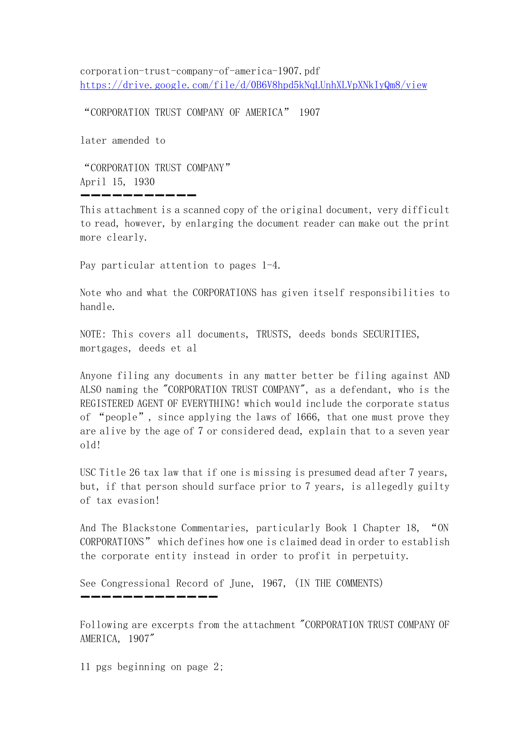corporation-trust-company-of-america-1907.pdf
https://drive.google.com/file/d/0B6V8hpd5kNqLUnhXLVpXNkIyQm8/view

“CORPORATION TRUST COMPANY OF AMERICA” 1907

later amended to

“CORPORATION TRUST COMPANY”
April 15, 1930

---

This attachment is a scanned copy of the original document, very difficult to read, however, by enlarging the document reader can make out the print more clearly.

Pay particular attention to pages 1-4.

Note who and what the CORPORATIONS has given itself responsibilities to handle.

NOTE: This covers all documents, TRUSTS, deeds bonds SECURITIES, mortgages, deeds et al

Anyone filing any documents in any matter better be filing against AND ALSO naming the "CORPORATION TRUST COMPANY", as a defendant, who is the REGISTERED AGENT OF EVERYTHING! which would include the corporate status of “people”, since applying the laws of 1666, that one must prove they are alive by the age of 7 or considered dead, explain that to a seven year old!

USC Title 26 tax law that if one is missing is presumed dead after 7 years, but, if that person should surface prior to 7 years, is allegedly guilty of tax evasion!

And The Blackstone Commentaries, particularly Book 1 Chapter 18, “ON CORPORATIONS” which defines how one is claimed dead in order to establish the corporate entity instead in order to profit in perpetuity.

See Congressional Record of June, 1967, (IN THE COMMENTS)

---

Following are excerpts from the attachment "CORPORATION TRUST COMPANY OF AMERICA, 1907"

11 pgs beginning on page 2;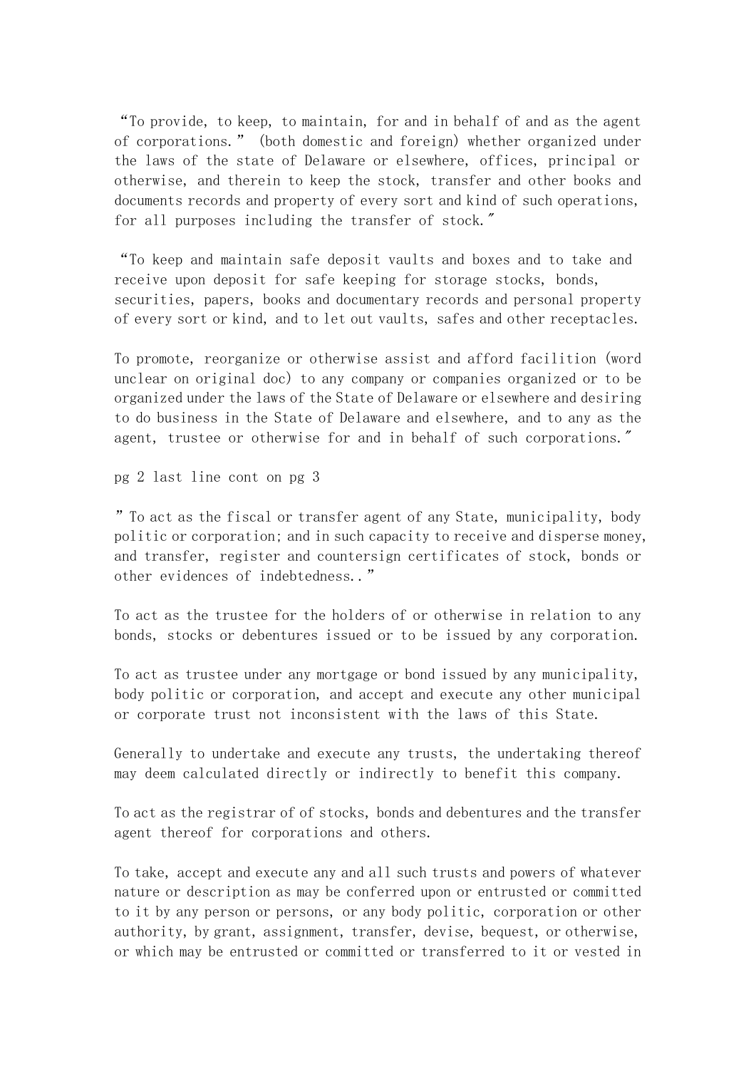"To provide, to keep, to maintain, for and in behalf of and as the agent of corporations." (both domestic and foreign) whether organized under the laws of the state of Delaware or elsewhere, offices, principal or otherwise, and therein to keep the stock, transfer and other books and documents records and property of every sort and kind of such operations, for all purposes including the transfer of stock."

"To keep and maintain safe deposit vaults and boxes and to take and receive upon deposit for safe keeping for storage stocks, bonds, securities, papers, books and documentary records and personal property of every sort or kind, and to let out vaults, safes and other receptacles.

To promote, reorganize or otherwise assist and afford facilition (word unclear on original doc) to any company or companies organized or to be organized under the laws of the State of Delaware or elsewhere and desiring to do business in the State of Delaware and elsewhere, and to any as the agent, trustee or otherwise for and in behalf of such corporations."

pg 2 last line cont on pg 3

" To act as the fiscal or transfer agent of any State, municipality, body politic or corporation; and in such capacity to receive and disperse money, and transfer, register and countersign certificates of stock, bonds or other evidences of indebtedness.."

To act as the trustee for the holders of or otherwise in relation to any bonds, stocks or debentures issued or to be issued by any corporation.

To act as trustee under any mortgage or bond issued by any municipality, body politic or corporation, and accept and execute any other municipal or corporate trust not inconsistent with the laws of this State.

Generally to undertake and execute any trusts, the undertaking thereof may deem calculated directly or indirectly to benefit this company.

To act as the registrar of of stocks, bonds and debentures and the transfer agent thereof for corporations and others.

To take, accept and execute any and all such trusts and powers of whatever nature or description as may be conferred upon or entrusted or committed to it by any person or persons, or any body politic, corporation or other authority, by grant, assignment, transfer, devise, bequest, or otherwise, or which may be entrusted or committed or transferred to it or vested in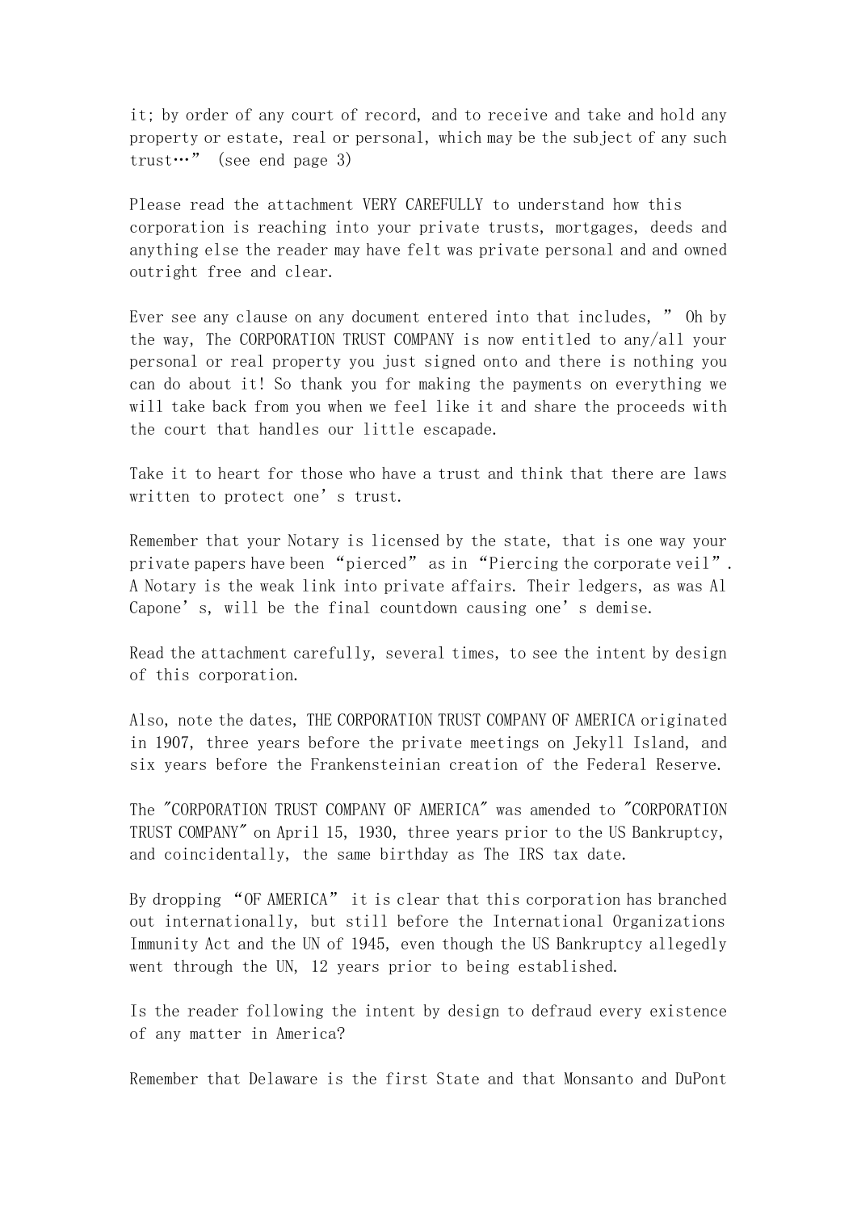it; by order of any court of record, and to receive and take and hold any property or estate, real or personal, which may be the subject of any such trust…" (see end page 3)

Please read the attachment VERY CAREFULLY to understand how this corporation is reaching into your private trusts, mortgages, deeds and anything else the reader may have felt was private personal and and owned outright free and clear.

Ever see any clause on any document entered into that includes, " Oh by the way, The CORPORATION TRUST COMPANY is now entitled to any/all your personal or real property you just signed onto and there is nothing you can do about it! So thank you for making the payments on everything we will take back from you when we feel like it and share the proceeds with the court that handles our little escapade.

Take it to heart for those who have a trust and think that there are laws written to protect one's trust.

Remember that your Notary is licensed by the state, that is one way your private papers have been "pierced" as in "Piercing the corporate veil". A Notary is the weak link into private affairs. Their ledgers, as was Al Capone's, will be the final countdown causing one's demise.

Read the attachment carefully, several times, to see the intent by design of this corporation.

Also, note the dates, THE CORPORATION TRUST COMPANY OF AMERICA originated in 1907, three years before the private meetings on Jekyll Island, and six years before the Frankensteinian creation of the Federal Reserve.

The "CORPORATION TRUST COMPANY OF AMERICA" was amended to "CORPORATION TRUST COMPANY" on April 15, 1930, three years prior to the US Bankruptcy, and coincidentally, the same birthday as The IRS tax date.

By dropping "OF AMERICA" it is clear that this corporation has branched out internationally, but still before the International Organizations Immunity Act and the UN of 1945, even though the US Bankruptcy allegedly went through the UN, 12 years prior to being established.

Is the reader following the intent by design to defraud every existence of any matter in America?

Remember that Delaware is the first State and that Monsanto and DuPont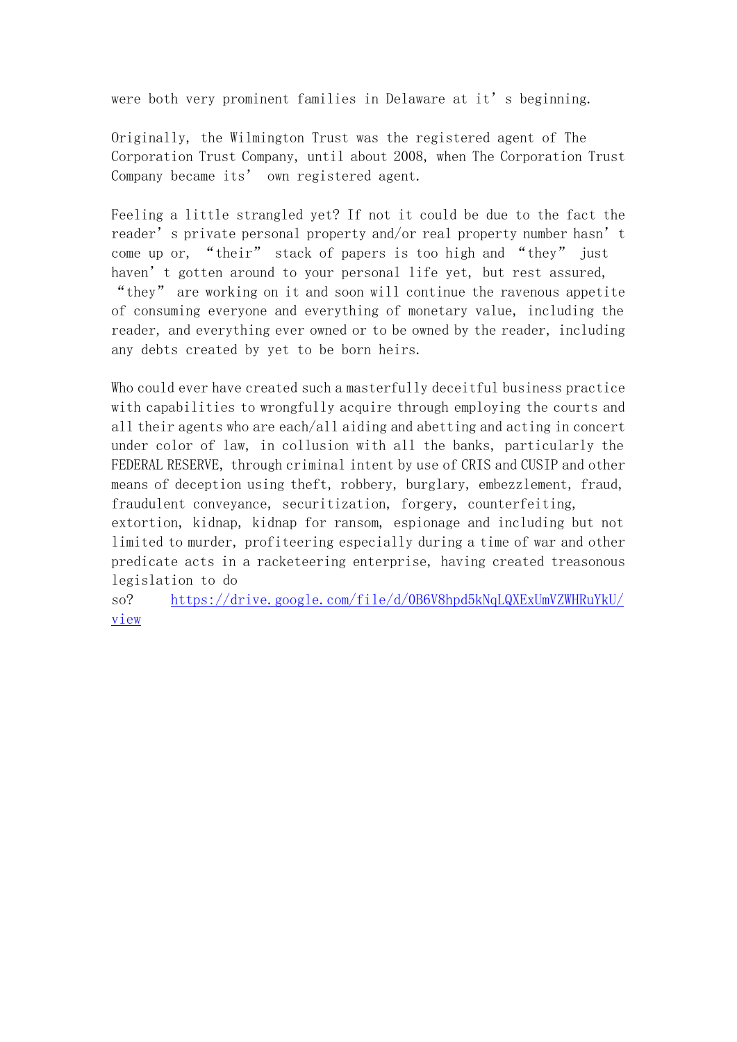were both very prominent families in Delaware at it's beginning.

Originally, the Wilmington Trust was the registered agent of The Corporation Trust Company, until about 2008, when The Corporation Trust Company became its' own registered agent.

Feeling a little strangled yet? If not it could be due to the fact the reader's private personal property and/or real property number hasn't come up or, "their" stack of papers is too high and "they" just haven't gotten around to your personal life yet, but rest assured, "they" are working on it and soon will continue the ravenous appetite of consuming everyone and everything of monetary value, including the reader, and everything ever owned or to be owned by the reader, including any debts created by yet to be born heirs.

Who could ever have created such a masterfully deceitful business practice with capabilities to wrongfully acquire through employing the courts and all their agents who are each/all aiding and abetting and acting in concert under color of law, in collusion with all the banks, particularly the FEDERAL RESERVE, through criminal intent by use of CRIS and CUSIP and other means of deception using theft, robbery, burglary, embezzlement, fraud, fraudulent conveyance, securitization, forgery, counterfeiting, extortion, kidnap, kidnap for ransom, espionage and including but not limited to murder, profiteering especially during a time of war and other predicate acts in a racketeering enterprise, having created treasonous legislation to do so? [https://drive.google.com/file/d/0B6V8hpd5kNqLQXExUmVZWHRuYkU/view](https://drive.google.com/file/d/0B6V8hpd5kNqLQXExUmVZWHRuYkU/view)